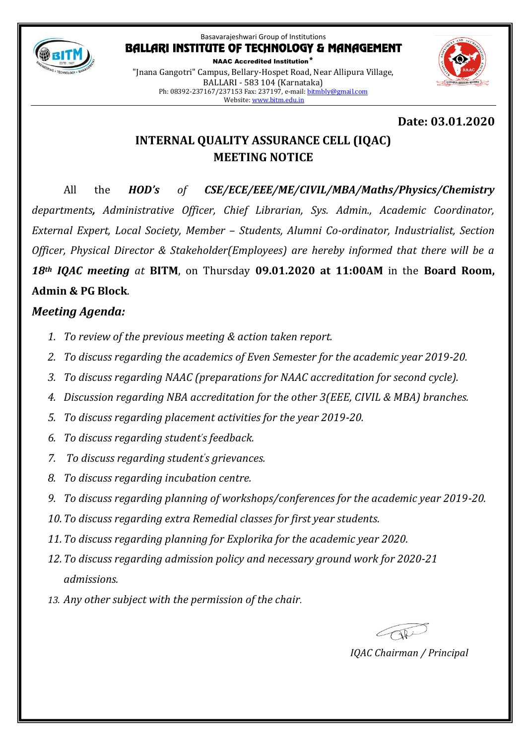Basavarajeshwari Group of Institutions

# BALLARI INSTITUTE OF TECHNOLOGY & MANAGEMENT

**NAAC Accredited Institution***

"Jnana Gangotri" Campus, Bellary-Hospet Road, Near Allipura Village,
BALLARI - 583 104 (Karnataka)
Ph: 08392-237167/237153 Fax: 237197, e-mail: bitmbly@gmail.com
Website: www.bitm.edu.in

**Date: 03.01.2020**

## INTERNAL QUALITY ASSURANCE CELL (IQAC)
## MEETING NOTICE

All the ***HOD's*** *of* ***CSE/ECE/EEE/ME/CIVIL/MBA/Maths/Physics/Chemistry*** *departments**,** Administrative Officer, Chief Librarian, Sys. Admin., Academic Coordinator, External Expert, Local Society, Member – Students, Alumni Co-ordinator, Industrialist, Section Officer, Physical Director & Stakeholder(Employees) are hereby informed that there will be a* ***18th IQAC meeting*** *at* **BITM**, on Thursday **09.01.2020 at 11:00AM** in the **Board Room, Admin & PG Block**.

### *Meeting Agenda:*

1. *To review of the previous meeting & action taken report.*
2. *To discuss regarding the academics of Even Semester for the academic year 2019-20.*
3. *To discuss regarding NAAC (preparations for NAAC accreditation for second cycle).*
4. *Discussion regarding NBA accreditation for the other 3(EEE, CIVIL & MBA) branches.*
5. *To discuss regarding placement activities for the year 2019-20.*
6. *To discuss regarding student's feedback.*
7. *To discuss regarding student's grievances.*
8. *To discuss regarding incubation centre.*
9. *To discuss regarding planning of workshops/conferences for the academic year 2019-20.*
10. *To discuss regarding extra Remedial classes for first year students.*
11. *To discuss regarding planning for Explorika for the academic year 2020.*
12. *To discuss regarding admission policy and necessary ground work for 2020-21 admissions.*
13. *Any other subject with the permission of the chair.*

*IQAC Chairman / Principal*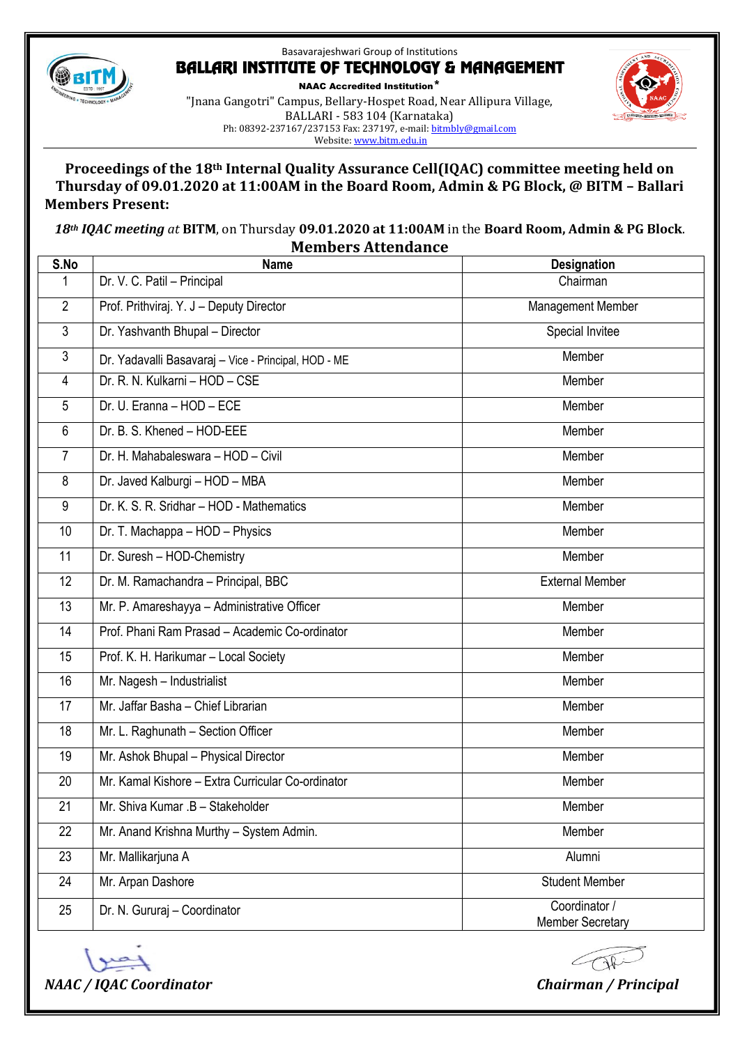Basavarajeshwari Group of Institutions

# BALLARI INSTITUTE OF TECHNOLOGY & MANAGEMENT

**NAAC Accredited Institution***

"Jnana Gangotri" Campus, Bellary-Hospet Road, Near Allipura Village,
BALLARI - 583 104 (Karnataka)
Ph: 08392-237167/237153 Fax: 237197, e-mail: bitmbly@gmail.com
Website: www.bitm.edu.in

## Proceedings of the 18th Internal Quality Assurance Cell(IQAC) committee meeting held on Thursday of 09.01.2020 at 11:00AM in the Board Room, Admin & PG Block, @ BITM – Ballari

**Members Present:**

***18th IQAC meeting** at* **BITM**, on Thursday **09.01.2020 at 11:00AM** in the **Board Room, Admin & PG Block**.

### Members Attendance

| S.No | Name | Designation |
|---|---|---|
| 1 | Dr. V. C. Patil – Principal | Chairman |
| 2 | Prof. Prithviraj. Y. J – Deputy Director | Management Member |
| 3 | Dr. Yashvanth Bhupal – Director | Special Invitee |
| 3 | Dr. Yadavalli Basavaraj – Vice - Principal, HOD - ME | Member |
| 4 | Dr. R. N. Kulkarni – HOD – CSE | Member |
| 5 | Dr. U. Eranna – HOD – ECE | Member |
| 6 | Dr. B. S. Khened – HOD-EEE | Member |
| 7 | Dr. H. Mahabaleswara – HOD – Civil | Member |
| 8 | Dr. Javed Kalburgi – HOD – MBA | Member |
| 9 | Dr. K. S. R. Sridhar – HOD - Mathematics | Member |
| 10 | Dr. T. Machappa – HOD – Physics | Member |
| 11 | Dr. Suresh – HOD-Chemistry | Member |
| 12 | Dr. M. Ramachandra – Principal, BBC | External Member |
| 13 | Mr. P. Amareshayya – Administrative Officer | Member |
| 14 | Prof. Phani Ram Prasad – Academic Co-ordinator | Member |
| 15 | Prof. K. H. Harikumar – Local Society | Member |
| 16 | Mr. Nagesh – Industrialist | Member |
| 17 | Mr. Jaffar Basha – Chief Librarian | Member |
| 18 | Mr. L. Raghunath – Section Officer | Member |
| 19 | Mr. Ashok Bhupal – Physical Director | Member |
| 20 | Mr. Kamal Kishore – Extra Curricular Co-ordinator | Member |
| 21 | Mr. Shiva Kumar .B – Stakeholder | Member |
| 22 | Mr. Anand Krishna Murthy – System Admin. | Member |
| 23 | Mr. Mallikarjuna A | Alumni |
| 24 | Mr. Arpan Dashore | Student Member |
| 25 | Dr. N. Gururaj – Coordinator | Coordinator / Member Secretary |

*NAAC / IQAC Coordinator* *Chairman / Principal*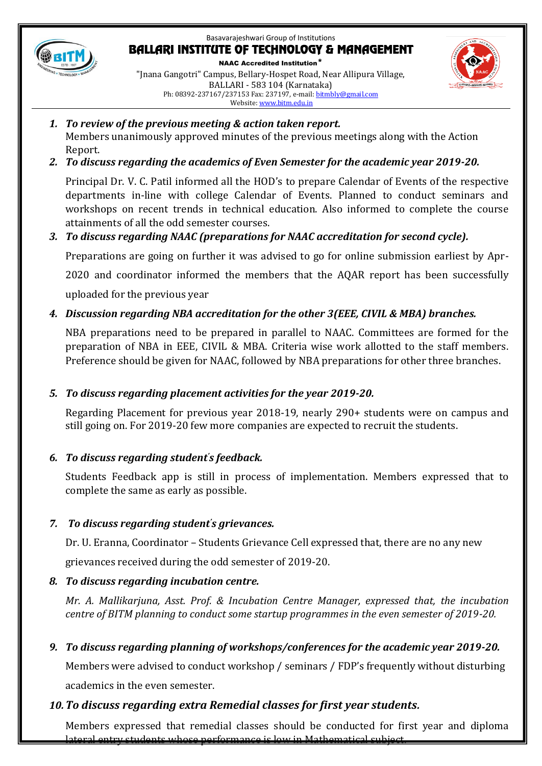1. ***To review of the previous meeting & action taken report.***
   Members unanimously approved minutes of the previous meetings along with the Action Report.

2. ***To discuss regarding the academics of Even Semester for the academic year 2019-20.***

   Principal Dr. V. C. Patil informed all the HOD's to prepare Calendar of Events of the respective departments in-line with college Calendar of Events. Planned to conduct seminars and workshops on recent trends in technical education. Also informed to complete the course attainments of all the odd semester courses.

3. ***To discuss regarding NAAC (preparations for NAAC accreditation for second cycle).***

   Preparations are going on further it was advised to go for online submission earliest by Apr-2020 and coordinator informed the members that the AQAR report has been successfully uploaded for the previous year

4. ***Discussion regarding NBA accreditation for the other 3(EEE, CIVIL & MBA) branches.***

   NBA preparations need to be prepared in parallel to NAAC. Committees are formed for the preparation of NBA in EEE, CIVIL & MBA. Criteria wise work allotted to the staff members. Preference should be given for NAAC, followed by NBA preparations for other three branches.

5. ***To discuss regarding placement activities for the year 2019-20.***

   Regarding Placement for previous year 2018-19, nearly 290+ students were on campus and still going on. For 2019-20 few more companies are expected to recruit the students.

6. ***To discuss regarding student's feedback.***

   Students Feedback app is still in process of implementation. Members expressed that to complete the same as early as possible.

7. ***To discuss regarding student's grievances.***

   Dr. U. Eranna, Coordinator – Students Grievance Cell expressed that, there are no any new grievances received during the odd semester of 2019-20.

8. ***To discuss regarding incubation centre.***

   *Mr. A. Mallikarjuna, Asst. Prof. & Incubation Centre Manager, expressed that, the incubation centre of BITM planning to conduct some startup programmes in the even semester of 2019-20.*

9. ***To discuss regarding planning of workshops/conferences for the academic year 2019-20.***

   Members were advised to conduct workshop / seminars / FDP's frequently without disturbing academics in the even semester.

10. ***To discuss regarding extra Remedial classes for first year students.***

    Members expressed that remedial classes should be conducted for first year and diploma lateral entry students whose performance is low in Mathematical subject.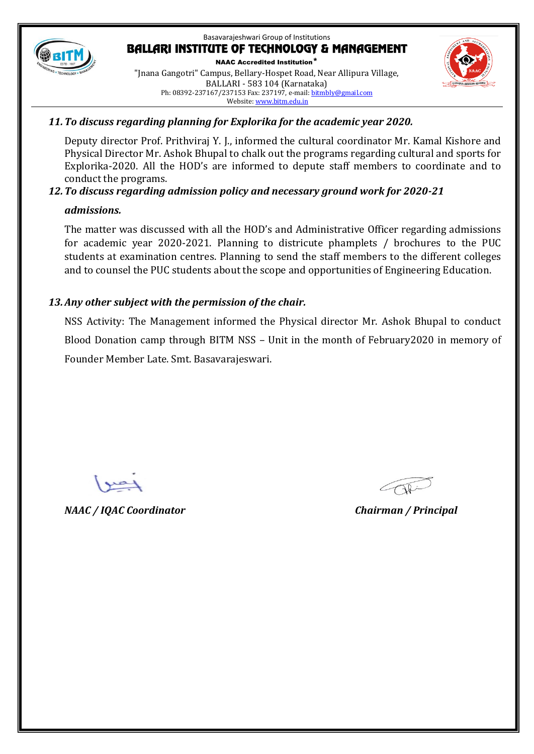Basavarajeshwari Group of Institutions

# BALLARI INSTITUTE OF TECHNOLOGY & MANAGEMENT

**NAAC Accredited Institution***

"Jnana Gangotri" Campus, Bellary-Hospet Road, Near Allipura Village,
BALLARI - 583 104 (Karnataka)
Ph: 08392-237167/237153 Fax: 237197, e-mail: bitmbly@gmail.com
Website: www.bitm.edu.in

***11. To discuss regarding planning for Explorika for the academic year 2020.***

Deputy director Prof. Prithviraj Y. J., informed the cultural coordinator Mr. Kamal Kishore and Physical Director Mr. Ashok Bhupal to chalk out the programs regarding cultural and sports for Explorika-2020. All the HOD's are informed to depute staff members to coordinate and to conduct the programs.

***12. To discuss regarding admission policy and necessary ground work for 2020-21 admissions.***

The matter was discussed with all the HOD's and Administrative Officer regarding admissions for academic year 2020-2021. Planning to districute phamplets / brochures to the PUC students at examination centres. Planning to send the staff members to the different colleges and to counsel the PUC students about the scope and opportunities of Engineering Education.

***13. Any other subject with the permission of the chair.***

NSS Activity: The Management informed the Physical director Mr. Ashok Bhupal to conduct Blood Donation camp through BITM NSS – Unit in the month of February2020 in memory of Founder Member Late. Smt. Basavarajeswari.

***NAAC / IQAC Coordinator*** ***Chairman / Principal***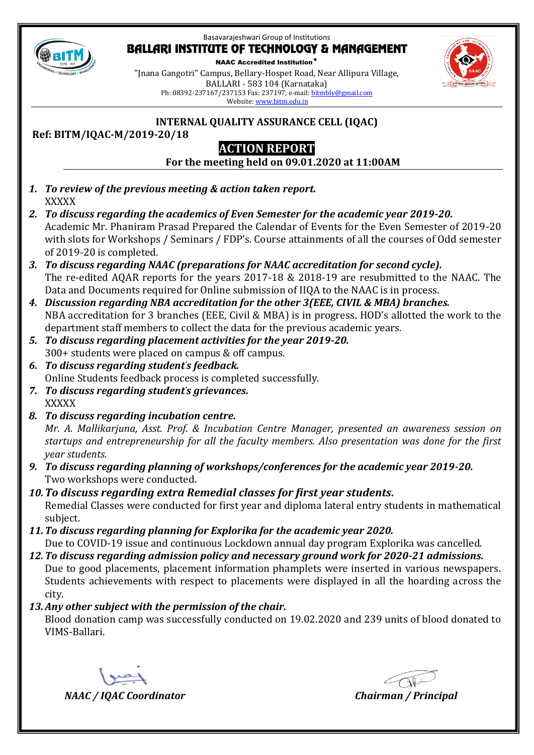Basavarajeshwari Group of Institutions

# BALLARI INSTITUTE OF TECHNOLOGY & MANAGEMENT

**NAAC Accredited Institution***

"Jnana Gangotri" Campus, Bellary-Hospet Road, Near Allipura Village,
BALLARI - 583 104 (Karnataka)
Ph: 08392-237167/237153 Fax: 237197, e-mail: bitmbly@gmail.com
Website: www.bitm.edu.in

## INTERNAL QUALITY ASSURANCE CELL (IQAC)

**Ref: BITM/IQAC-M/2019-20/18**

## ACTION REPORT

**For the meeting held on 09.01.2020 at 11:00AM**

1. ***To review of the previous meeting & action taken report.***
   XXXXX
2. ***To discuss regarding the academics of Even Semester for the academic year 2019-20.***
   Academic Mr. Phaniram Prasad Prepared the Calendar of Events for the Even Semester of 2019-20 with slots for Workshops / Seminars / FDP's. Course attainments of all the courses of Odd semester of 2019-20 is completed.
3. ***To discuss regarding NAAC (preparations for NAAC accreditation for second cycle).***
   The re-edited AQAR reports for the years 2017-18 & 2018-19 are resubmitted to the NAAC. The Data and Documents required for Online submission of IIQA to the NAAC is in process.
4. ***Discussion regarding NBA accreditation for the other 3(EEE, CIVIL & MBA) branches.***
   NBA accreditation for 3 branches (EEE, Civil & MBA) is in progress. HOD's allotted the work to the department staff members to collect the data for the previous academic years.
5. ***To discuss regarding placement activities for the year 2019-20.***
   300+ students were placed on campus & off campus.
6. ***To discuss regarding student's feedback.***
   Online Students feedback process is completed successfully.
7. ***To discuss regarding student's grievances.***
   XXXXX
8. ***To discuss regarding incubation centre.***
   *Mr. A. Mallikarjuna, Asst. Prof. & Incubation Centre Manager, presented an awareness session on startups and entrepreneurship for all the faculty members. Also presentation was done for the first year students.*
9. ***To discuss regarding planning of workshops/conferences for the academic year 2019-20.***
   Two workshops were conducted.
10. ***To discuss regarding extra Remedial classes for first year students.***
    Remedial Classes were conducted for first year and diploma lateral entry students in mathematical subject.
11. ***To discuss regarding planning for Explorika for the academic year 2020.***
    Due to COVID-19 issue and continuous Lockdown annual day program Explorika was cancelled.
12. ***To discuss regarding admission policy and necessary ground work for 2020-21 admissions.***
    Due to good placements, placement information phamplets were inserted in various newspapers. Students achievements with respect to placements were displayed in all the hoarding across the city.
13. ***Any other subject with the permission of the chair.***
    Blood donation camp was successfully conducted on 19.02.2020 and 239 units of blood donated to VIMS-Ballari.

*NAAC / IQAC Coordinator*

*Chairman / Principal*